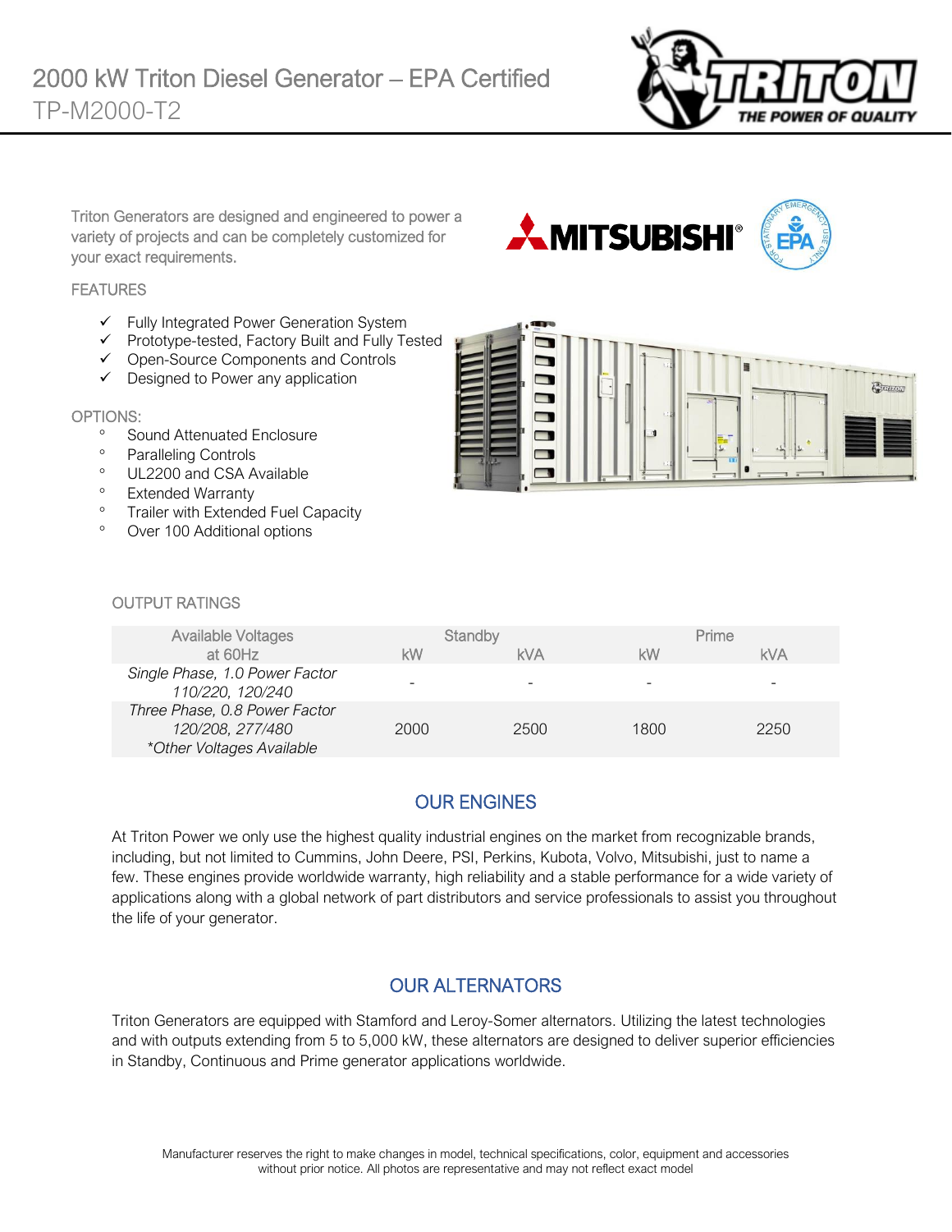# 2000 kW Triton Diesel Generator – EPA Certified

TP-M2000-T2

Triton Generators are designed and engineered to power a variety of projects and can be completely customized for your exact requirements.

## FEATURES

- ✓ Fully Integrated Power Generation System
- ✓ Prototype-tested, Factory Built and Fully Tested
- ✓ Open-Source Components and Controls
- ✓ Designed to Power any application

## OPTIONS:

- Sound Attenuated Enclosure
- Paralleling Controls
- UL2200 and CSA Available
- Extended Warranty
- Trailer with Extended Fuel Capacity
- Over 100 Additional options

## OUTPUT RATINGS

| Available Voltages at 60Hz | Standby | | Prime | |
|---|---|---|---|---|
| | kW | kVA | kW | kVA |
| *Single Phase, 1.0 Power Factor 110/220, 120/240* | - | - | - | - |
| *Three Phase, 0.8 Power Factor 120/208, 277/480 \*Other Voltages Available* | 2000 | 2500 | 1800 | 2250 |

## OUR ENGINES

At Triton Power we only use the highest quality industrial engines on the market from recognizable brands, including, but not limited to Cummins, John Deere, PSI, Perkins, Kubota, Volvo, Mitsubishi, just to name a few. These engines provide worldwide warranty, high reliability and a stable performance for a wide variety of applications along with a global network of part distributors and service professionals to assist you throughout the life of your generator.

## OUR ALTERNATORS

Triton Generators are equipped with Stamford and Leroy-Somer alternators. Utilizing the latest technologies and with outputs extending from 5 to 5,000 kW, these alternators are designed to deliver superior efficiencies in Standby, Continuous and Prime generator applications worldwide.

Manufacturer reserves the right to make changes in model, technical specifications, color, equipment and accessories without prior notice. All photos are representative and may not reflect exact model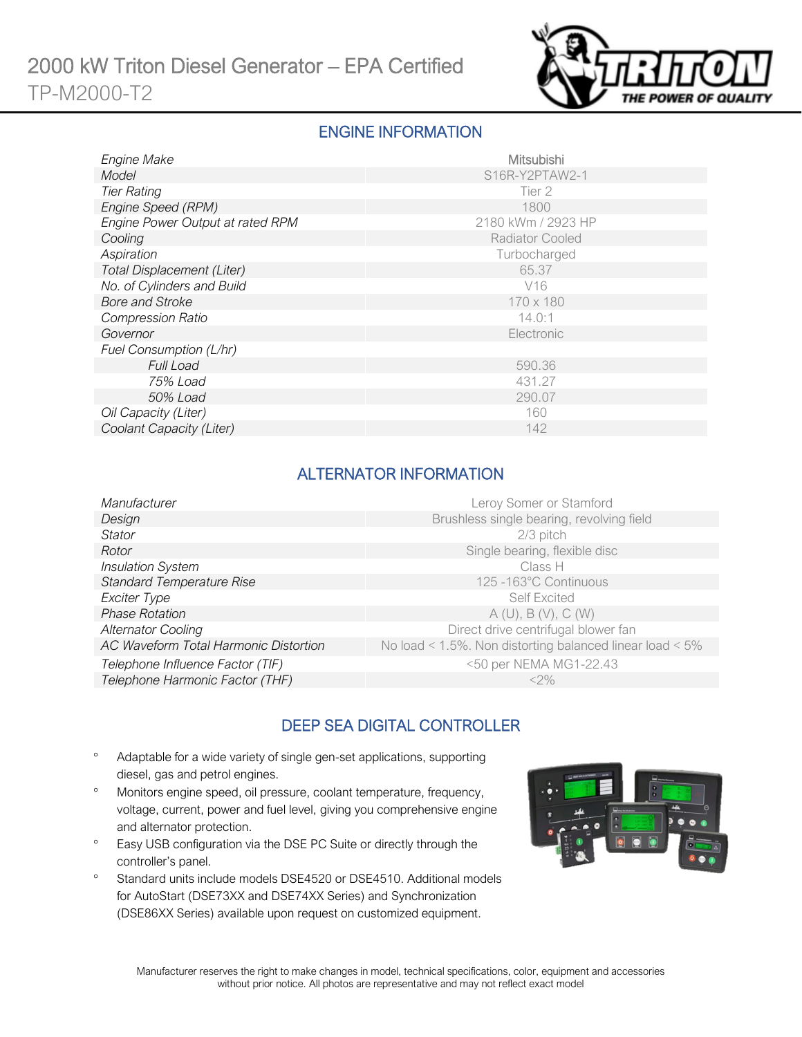# 2000 kW Triton Diesel Generator – EPA Certified

TP-M2000-T2

## ENGINE INFORMATION

| | |
|---|---|
| *Engine Make* | Mitsubishi |
| *Model* | S16R-Y2PTAW2-1 |
| *Tier Rating* | Tier 2 |
| *Engine Speed (RPM)* | 1800 |
| *Engine Power Output at rated RPM* | 2180 kWm / 2923 HP |
| *Cooling* | Radiator Cooled |
| *Aspiration* | Turbocharged |
| *Total Displacement (Liter)* | 65.37 |
| *No. of Cylinders and Build* | V16 |
| *Bore and Stroke* | 170 x 180 |
| *Compression Ratio* | 14.0:1 |
| *Governor* | Electronic |
| *Fuel Consumption (L/hr)* | |
| *Full Load* | 590.36 |
| *75% Load* | 431.27 |
| *50% Load* | 290.07 |
| *Oil Capacity (Liter)* | 160 |
| *Coolant Capacity (Liter)* | 142 |

## ALTERNATOR INFORMATION

| | |
|---|---|
| *Manufacturer* | Leroy Somer or Stamford |
| *Design* | Brushless single bearing, revolving field |
| *Stator* | 2/3 pitch |
| *Rotor* | Single bearing, flexible disc |
| *Insulation System* | Class H |
| *Standard Temperature Rise* | 125 -163°C Continuous |
| *Exciter Type* | Self Excited |
| *Phase Rotation* | A (U), B (V), C (W) |
| *Alternator Cooling* | Direct drive centrifugal blower fan |
| *AC Waveform Total Harmonic Distortion* | No load < 1.5%. Non distorting balanced linear load < 5% |
| *Telephone Influence Factor (TIF)* | <50 per NEMA MG1-22.43 |
| *Telephone Harmonic Factor (THF)* | <2% |

## DEEP SEA DIGITAL CONTROLLER

- Adaptable for a wide variety of single gen-set applications, supporting diesel, gas and petrol engines.
- Monitors engine speed, oil pressure, coolant temperature, frequency, voltage, current, power and fuel level, giving you comprehensive engine and alternator protection.
- Easy USB configuration via the DSE PC Suite or directly through the controller's panel.
- Standard units include models DSE4520 or DSE4510. Additional models for AutoStart (DSE73XX and DSE74XX Series) and Synchronization (DSE86XX Series) available upon request on customized equipment.

Manufacturer reserves the right to make changes in model, technical specifications, color, equipment and accessories without prior notice. All photos are representative and may not reflect exact model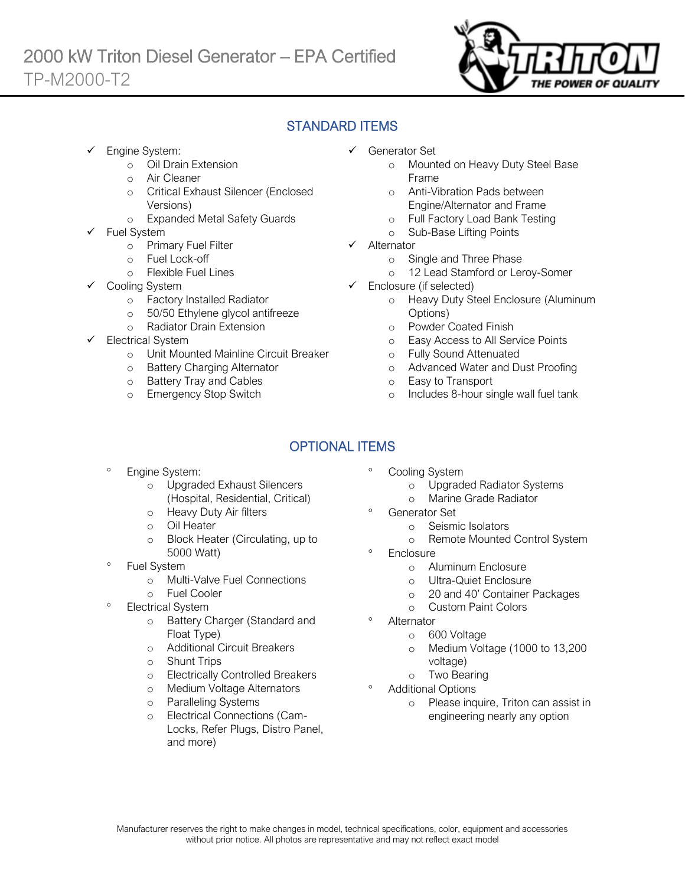# 2000 kW Triton Diesel Generator – EPA Certified

TP-M2000-T2

## STANDARD ITEMS

- ✓ Engine System:
  - Oil Drain Extension
  - Air Cleaner
  - Critical Exhaust Silencer (Enclosed Versions)
  - Expanded Metal Safety Guards
- ✓ Fuel System
  - Primary Fuel Filter
  - Fuel Lock-off
  - Flexible Fuel Lines
- ✓ Cooling System
  - Factory Installed Radiator
  - 50/50 Ethylene glycol antifreeze
  - Radiator Drain Extension
- ✓ Electrical System
  - Unit Mounted Mainline Circuit Breaker
  - Battery Charging Alternator
  - Battery Tray and Cables
  - Emergency Stop Switch
- ✓ Generator Set
  - Mounted on Heavy Duty Steel Base Frame
  - Anti-Vibration Pads between Engine/Alternator and Frame
  - Full Factory Load Bank Testing
  - Sub-Base Lifting Points
- ✓ Alternator
  - Single and Three Phase
  - 12 Lead Stamford or Leroy-Somer
- ✓ Enclosure (if selected)
  - Heavy Duty Steel Enclosure (Aluminum Options)
  - Powder Coated Finish
  - Easy Access to All Service Points
  - Fully Sound Attenuated
  - Advanced Water and Dust Proofing
  - Easy to Transport
  - Includes 8-hour single wall fuel tank

## OPTIONAL ITEMS

- Engine System:
  - Upgraded Exhaust Silencers (Hospital, Residential, Critical)
  - Heavy Duty Air filters
  - Oil Heater
  - Block Heater (Circulating, up to 5000 Watt)
- Fuel System
  - Multi-Valve Fuel Connections
  - Fuel Cooler
- Electrical System
  - Battery Charger (Standard and Float Type)
  - Additional Circuit Breakers
  - Shunt Trips
  - Electrically Controlled Breakers
  - Medium Voltage Alternators
  - Paralleling Systems
  - Electrical Connections (Cam-Locks, Refer Plugs, Distro Panel, and more)
- Cooling System
  - Upgraded Radiator Systems
  - Marine Grade Radiator
- Generator Set
  - Seismic Isolators
  - Remote Mounted Control System
- Enclosure
  - Aluminum Enclosure
  - Ultra-Quiet Enclosure
  - 20 and 40' Container Packages
  - Custom Paint Colors
- Alternator
  - 600 Voltage
  - Medium Voltage (1000 to 13,200 voltage)
  - Two Bearing
- Additional Options
  - Please inquire, Triton can assist in engineering nearly any option

Manufacturer reserves the right to make changes in model, technical specifications, color, equipment and accessories without prior notice. All photos are representative and may not reflect exact model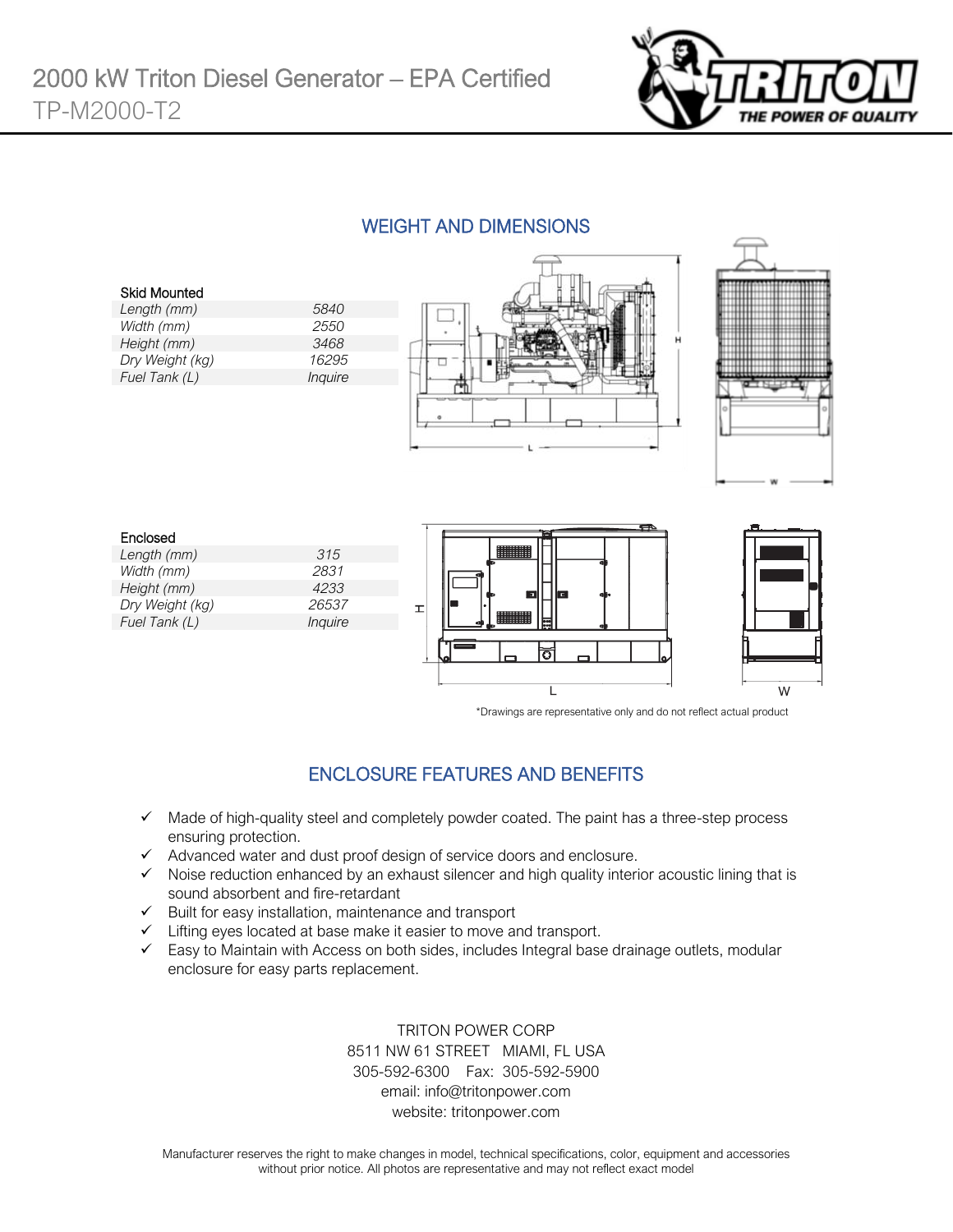# 2000 kW Triton Diesel Generator – EPA Certified

TP-M2000-T2

## WEIGHT AND DIMENSIONS

| Skid Mounted | |
|---|---|
| *Length (mm)* | *5840* |
| *Width (mm)* | *2550* |
| *Height (mm)* | *3468* |
| *Dry Weight (kg)* | *16295* |
| *Fuel Tank (L)* | *Inquire* |

| Enclosed | |
|---|---|
| *Length (mm)* | *315* |
| *Width (mm)* | *2831* |
| *Height (mm)* | *4233* |
| *Dry Weight (kg)* | *26537* |
| *Fuel Tank (L)* | *Inquire* |

*Drawings are representative only and do not reflect actual product

## ENCLOSURE FEATURES AND BENEFITS

- ✓ Made of high-quality steel and completely powder coated. The paint has a three-step process ensuring protection.
- ✓ Advanced water and dust proof design of service doors and enclosure.
- ✓ Noise reduction enhanced by an exhaust silencer and high quality interior acoustic lining that is sound absorbent and fire-retardant
- ✓ Built for easy installation, maintenance and transport
- ✓ Lifting eyes located at base make it easier to move and transport.
- ✓ Easy to Maintain with Access on both sides, includes Integral base drainage outlets, modular enclosure for easy parts replacement.

TRITON POWER CORP
8511 NW 61 STREET MIAMI, FL USA
305-592-6300 Fax: 305-592-5900
email: info@tritonpower.com
website: tritonpower.com

Manufacturer reserves the right to make changes in model, technical specifications, color, equipment and accessories without prior notice. All photos are representative and may not reflect exact model